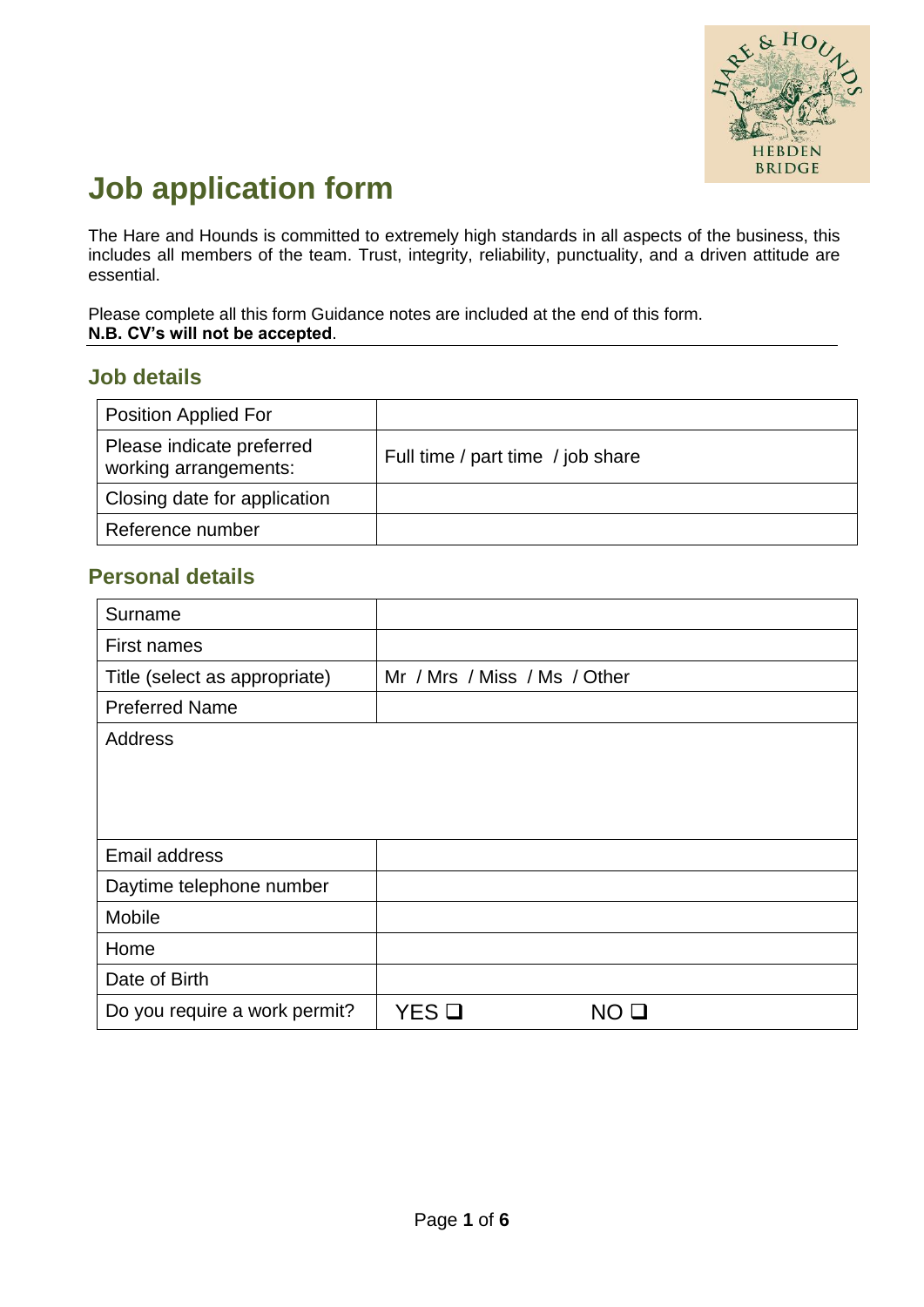# Job application form

The Hare and Hounds is committed to extremely high standards in all aspects of the business, this includes all members of the team. Trust, integrity, reliability, punctuality, and a driven attitude are essential.

Please complete all this form Guidance notes are included at the end of this form.
**N.B. CV's will not be accepted**.

## Job details

| Position Applied For | |
|---|---|
| Please indicate preferred working arrangements: | Full time / part time / job share |
| Closing date for application | |
| Reference number | |

## Personal details

| Surname | |
|---|---|
| First names | |
| Title (select as appropriate) | Mr / Mrs / Miss / Ms / Other |
| Preferred Name | |
| Address | |
| Email address | |
| Daytime telephone number | |
| Mobile | |
| Home | |
| Date of Birth | |
| Do you require a work permit? | YES ❑ NO ❑ |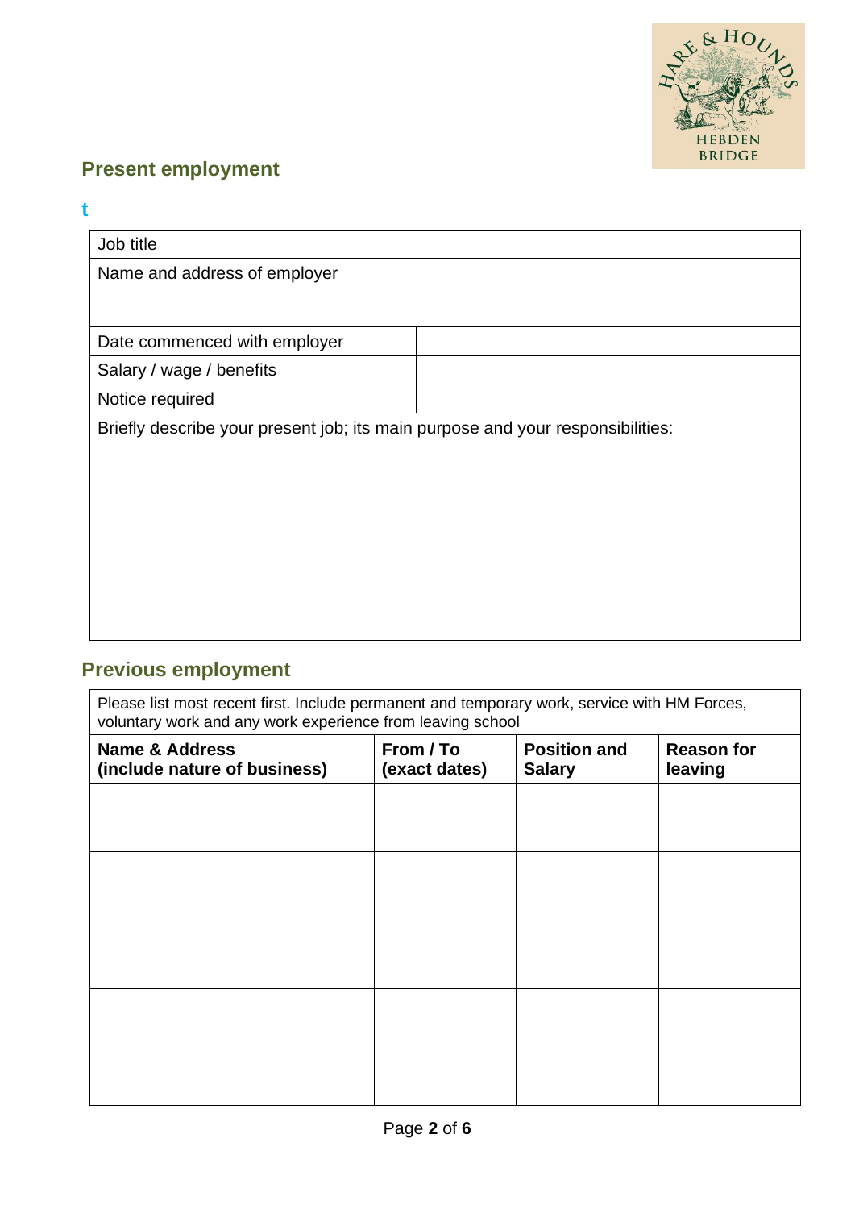## Present employment

t

| Job title | |
|---|---|
| Name and address of employer | |
| Date commenced with employer | |
| Salary / wage / benefits | |
| Notice required | |
| Briefly describe your present job; its main purpose and your responsibilities: | |

## Previous employment

Please list most recent first. Include permanent and temporary work, service with HM Forces, voluntary work and any work experience from leaving school

| **Name & Address (include nature of business)** | **From / To (exact dates)** | **Position and Salary** | **Reason for leaving** |
|---|---|---|---|
| | | | |
| | | | |
| | | | |
| | | | |
| | | | |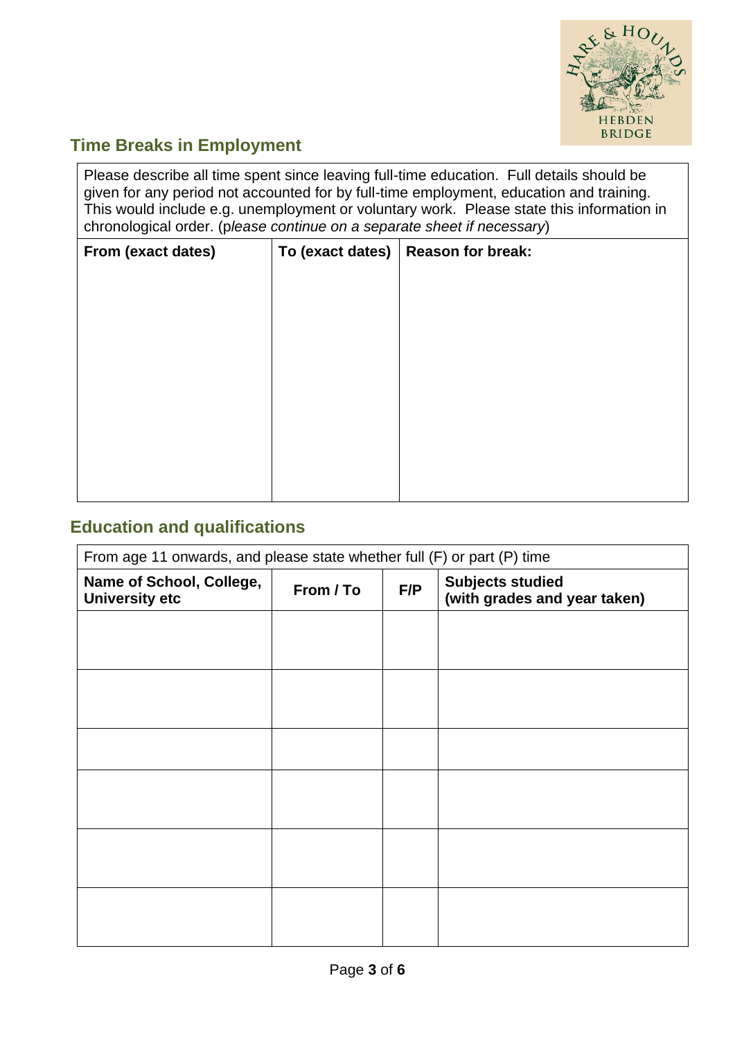## Time Breaks in Employment

Please describe all time spent since leaving full-time education. Full details should be given for any period not accounted for by full-time employment, education and training. This would include e.g. unemployment or voluntary work. Please state this information in chronological order. (*please continue on a separate sheet if necessary*)

| From (exact dates) | To (exact dates) | Reason for break: |
|---|---|---|
| | | |

## Education and qualifications

| From age 11 onwards, and please state whether full (F) or part (P) time | | | |
|---|---|---|---|
| **Name of School, College, University etc** | **From / To** | **F/P** | **Subjects studied (with grades and year taken)** |
| | | | |
| | | | |
| | | | |
| | | | |
| | | | |
| | | | |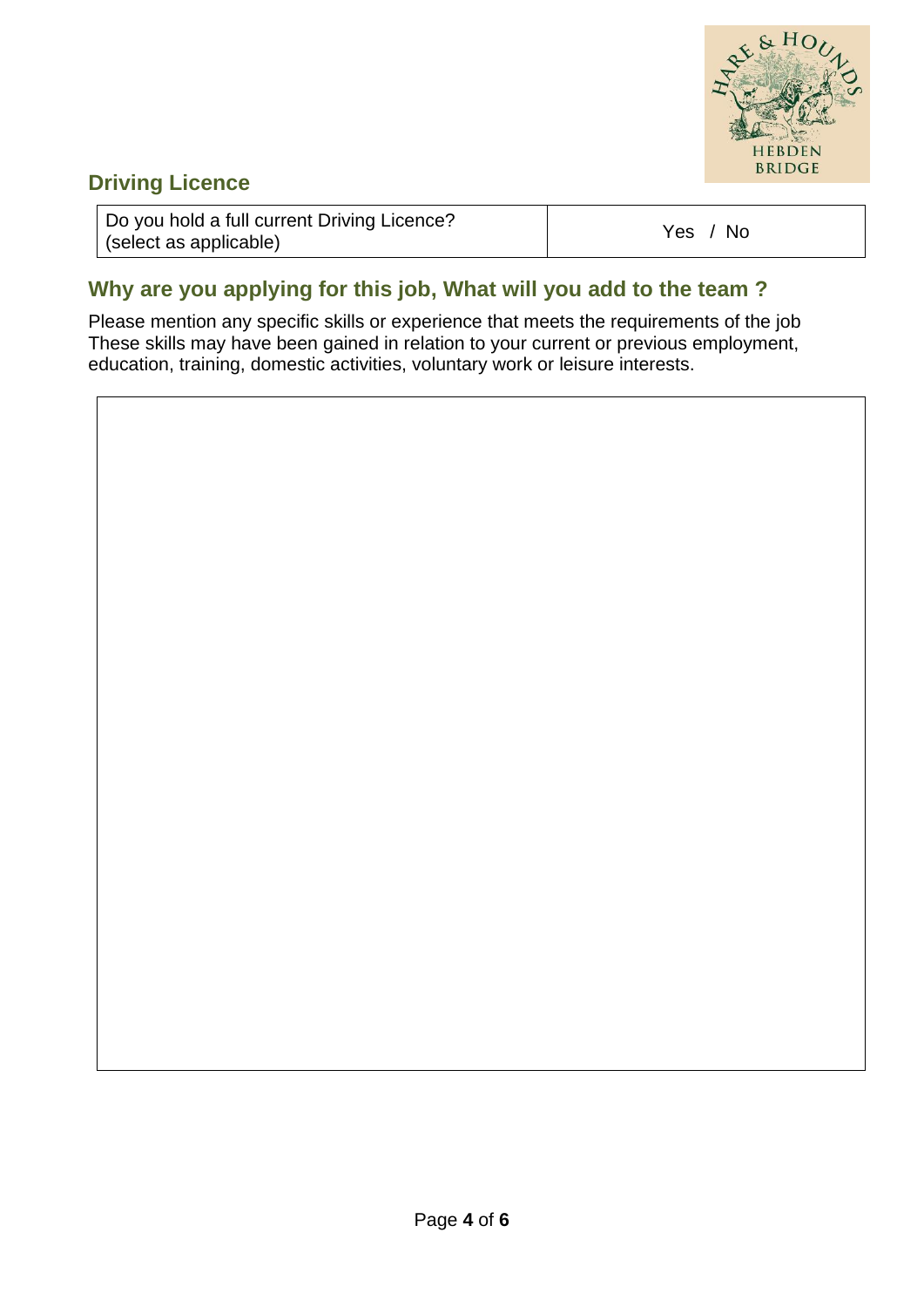## Driving Licence

| Do you hold a full current Driving Licence? (select as applicable) | Yes / No |
|---|---|

## Why are you applying for this job, What will you add to the team ?

Please mention any specific skills or experience that meets the requirements of the job These skills may have been gained in relation to your current or previous employment, education, training, domestic activities, voluntary work or leisure interests.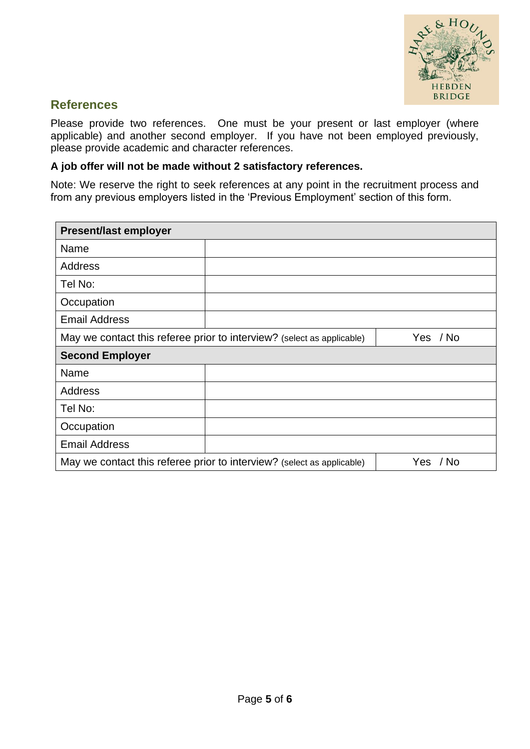## References

Please provide two references. One must be your present or last employer (where applicable) and another second employer. If you have not been employed previously, please provide academic and character references.

**A job offer will not be made without 2 satisfactory references.**

Note: We reserve the right to seek references at any point in the recruitment process and from any previous employers listed in the 'Previous Employment' section of this form.

| **Present/last employer** | | |
|---|---|---|
| Name | | |
| Address | | |
| Tel No: | | |
| Occupation | | |
| Email Address | | |
| May we contact this referee prior to interview? (select as applicable) | | Yes / No |
| **Second Employer** | | |
| Name | | |
| Address | | |
| Tel No: | | |
| Occupation | | |
| Email Address | | |
| May we contact this referee prior to interview? (select as applicable) | | Yes / No |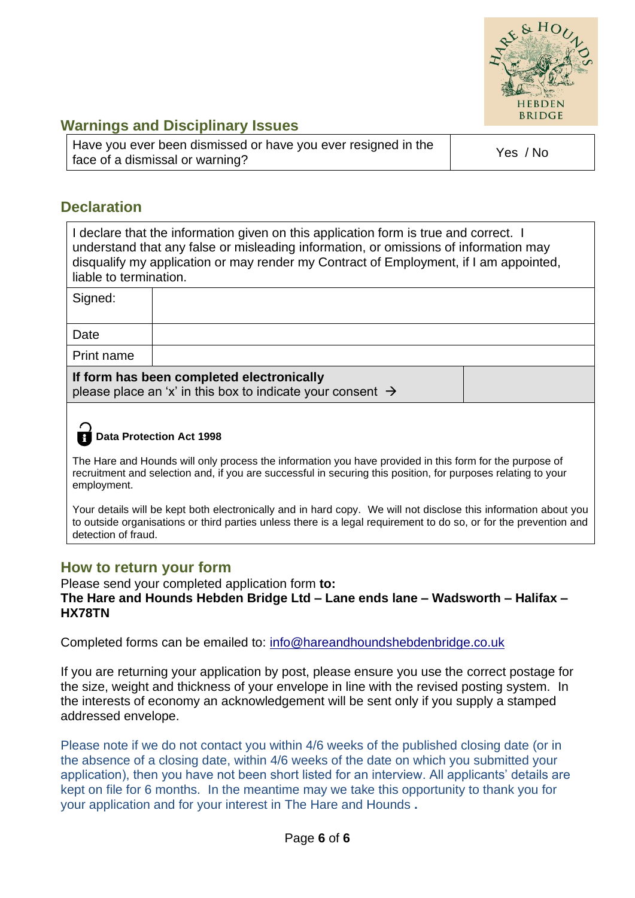## Warnings and Disciplinary Issues

| | |
|---|---|
| Have you ever been dismissed or have you ever resigned in the face of a dismissal or warning? | Yes / No |

## Declaration

| | |
|---|---|
| I declare that the information given on this application form is true and correct. I understand that any false or misleading information, or omissions of information may disqualify my application or may render my Contract of Employment, if I am appointed, liable to termination. | |
| Signed: | |
| Date | |
| Print name | |
| **If form has been completed electronically** please place an 'x' in this box to indicate your consent → | |

**Data Protection Act 1998**

The Hare and Hounds will only process the information you have provided in this form for the purpose of recruitment and selection and, if you are successful in securing this position, for purposes relating to your employment.

Your details will be kept both electronically and in hard copy. We will not disclose this information about you to outside organisations or third parties unless there is a legal requirement to do so, or for the prevention and detection of fraud.

## How to return your form

Please send your completed application form **to:**
**The Hare and Hounds Hebden Bridge Ltd – Lane ends lane – Wadsworth – Halifax – HX78TN**

Completed forms can be emailed to: info@hareandhoundshebdenbridge.co.uk

If you are returning your application by post, please ensure you use the correct postage for the size, weight and thickness of your envelope in line with the revised posting system. In the interests of economy an acknowledgement will be sent only if you supply a stamped addressed envelope.

Please note if we do not contact you within 4/6 weeks of the published closing date (or in the absence of a closing date, within 4/6 weeks of the date on which you submitted your application), then you have not been short listed for an interview. All applicants' details are kept on file for 6 months. In the meantime may we take this opportunity to thank you for your application and for your interest in The Hare and Hounds **.**